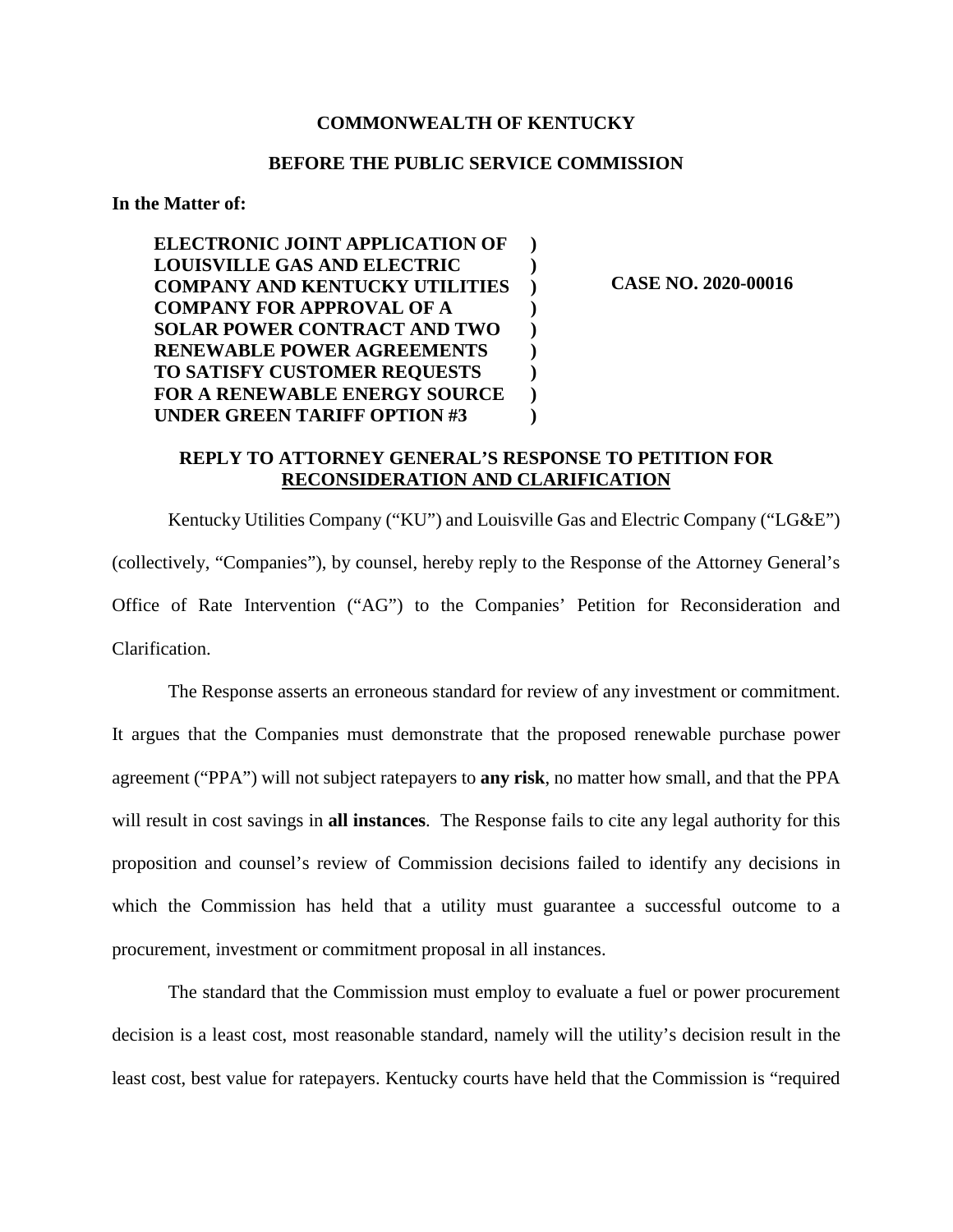**COMMONWEALTH OF KENTUCKY**

**BEFORE THE PUBLIC SERVICE COMMISSION**

**In the Matter of:**

| | | |
|---|---|---|
| **ELECTRONIC JOINT APPLICATION OF LOUISVILLE GAS AND ELECTRIC COMPANY AND KENTUCKY UTILITIES COMPANY FOR APPROVAL OF A SOLAR POWER CONTRACT AND TWO RENEWABLE POWER AGREEMENTS TO SATISFY CUSTOMER REQUESTS FOR A RENEWABLE ENERGY SOURCE UNDER GREEN TARIFF OPTION #3** | **)** | **CASE NO. 2020-00016** |

**REPLY TO ATTORNEY GENERAL'S RESPONSE TO PETITION FOR RECONSIDERATION AND CLARIFICATION**

Kentucky Utilities Company ("KU") and Louisville Gas and Electric Company ("LG&E") (collectively, "Companies"), by counsel, hereby reply to the Response of the Attorney General's Office of Rate Intervention ("AG") to the Companies' Petition for Reconsideration and Clarification.

The Response asserts an erroneous standard for review of any investment or commitment. It argues that the Companies must demonstrate that the proposed renewable purchase power agreement ("PPA") will not subject ratepayers to **any risk**, no matter how small, and that the PPA will result in cost savings in **all instances**. The Response fails to cite any legal authority for this proposition and counsel's review of Commission decisions failed to identify any decisions in which the Commission has held that a utility must guarantee a successful outcome to a procurement, investment or commitment proposal in all instances.

The standard that the Commission must employ to evaluate a fuel or power procurement decision is a least cost, most reasonable standard, namely will the utility's decision result in the least cost, best value for ratepayers. Kentucky courts have held that the Commission is "required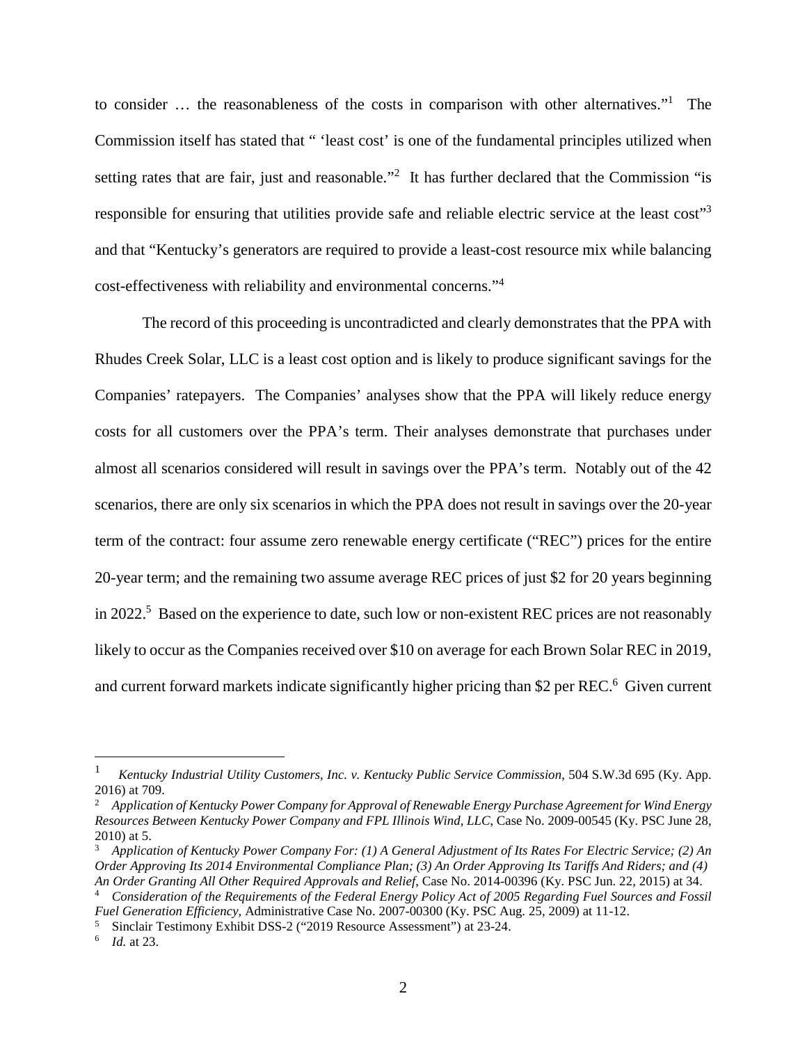to consider … the reasonableness of the costs in comparison with other alternatives."[1] The Commission itself has stated that " 'least cost' is one of the fundamental principles utilized when setting rates that are fair, just and reasonable."[2] It has further declared that the Commission "is responsible for ensuring that utilities provide safe and reliable electric service at the least cost"[3] and that "Kentucky's generators are required to provide a least-cost resource mix while balancing cost-effectiveness with reliability and environmental concerns."[4]

The record of this proceeding is uncontradicted and clearly demonstrates that the PPA with Rhudes Creek Solar, LLC is a least cost option and is likely to produce significant savings for the Companies' ratepayers. The Companies' analyses show that the PPA will likely reduce energy costs for all customers over the PPA's term. Their analyses demonstrate that purchases under almost all scenarios considered will result in savings over the PPA's term. Notably out of the 42 scenarios, there are only six scenarios in which the PPA does not result in savings over the 20-year term of the contract: four assume zero renewable energy certificate ("REC") prices for the entire 20-year term; and the remaining two assume average REC prices of just $2 for 20 years beginning in 2022.[5] Based on the experience to date, such low or non-existent REC prices are not reasonably likely to occur as the Companies received over $10 on average for each Brown Solar REC in 2019, and current forward markets indicate significantly higher pricing than $2 per REC.[6] Given current

---

[1] *Kentucky Industrial Utility Customers, Inc. v. Kentucky Public Service Commission*, 504 S.W.3d 695 (Ky. App. 2016) at 709.

[2] *Application of Kentucky Power Company for Approval of Renewable Energy Purchase Agreement for Wind Energy Resources Between Kentucky Power Company and FPL Illinois Wind, LLC*, Case No. 2009-00545 (Ky. PSC June 28, 2010) at 5.

[3] *Application of Kentucky Power Company For: (1) A General Adjustment of Its Rates For Electric Service; (2) An Order Approving Its 2014 Environmental Compliance Plan; (3) An Order Approving Its Tariffs And Riders; and (4) An Order Granting All Other Required Approvals and Relief*, Case No. 2014-00396 (Ky. PSC Jun. 22, 2015) at 34.

[4] *Consideration of the Requirements of the Federal Energy Policy Act of 2005 Regarding Fuel Sources and Fossil Fuel Generation Efficiency*, Administrative Case No. 2007-00300 (Ky. PSC Aug. 25, 2009) at 11-12.

[5] Sinclair Testimony Exhibit DSS-2 ("2019 Resource Assessment") at 23-24.

[6] *Id.* at 23.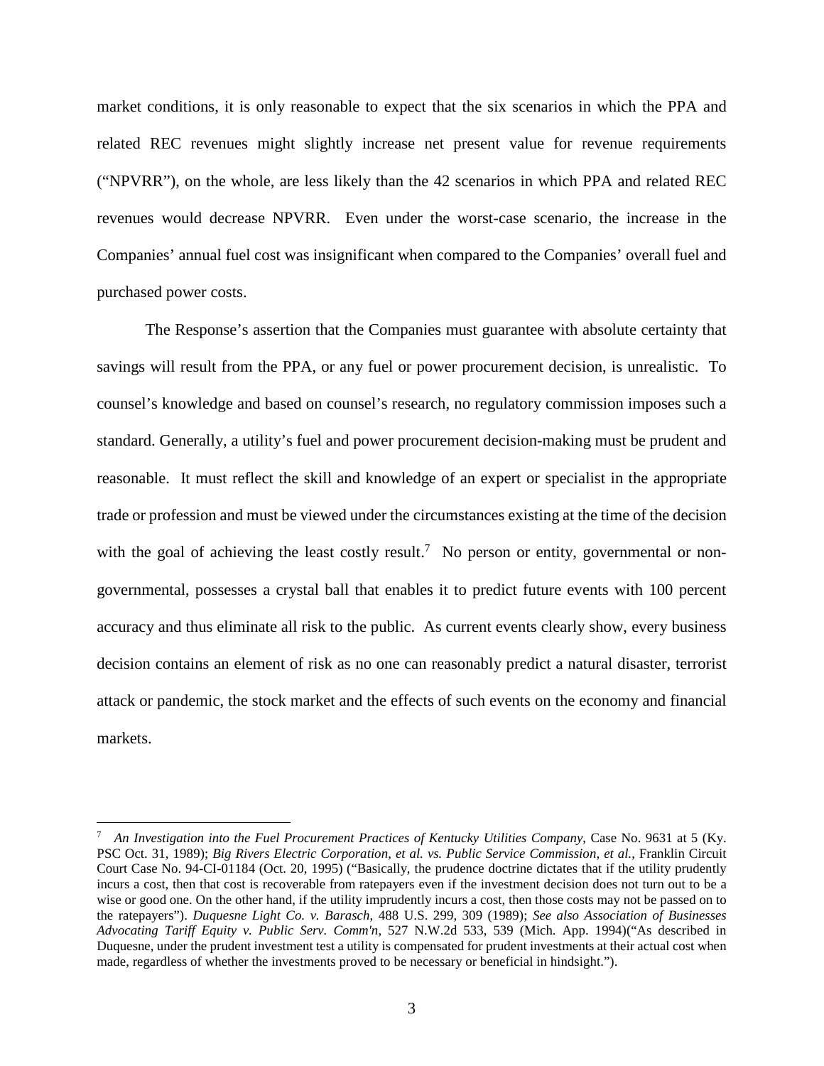market conditions, it is only reasonable to expect that the six scenarios in which the PPA and related REC revenues might slightly increase net present value for revenue requirements ("NPVRR"), on the whole, are less likely than the 42 scenarios in which PPA and related REC revenues would decrease NPVRR. Even under the worst-case scenario, the increase in the Companies' annual fuel cost was insignificant when compared to the Companies' overall fuel and purchased power costs.

The Response's assertion that the Companies must guarantee with absolute certainty that savings will result from the PPA, or any fuel or power procurement decision, is unrealistic. To counsel's knowledge and based on counsel's research, no regulatory commission imposes such a standard. Generally, a utility's fuel and power procurement decision-making must be prudent and reasonable. It must reflect the skill and knowledge of an expert or specialist in the appropriate trade or profession and must be viewed under the circumstances existing at the time of the decision with the goal of achieving the least costly result.[7] No person or entity, governmental or non-governmental, possesses a crystal ball that enables it to predict future events with 100 percent accuracy and thus eliminate all risk to the public. As current events clearly show, every business decision contains an element of risk as no one can reasonably predict a natural disaster, terrorist attack or pandemic, the stock market and the effects of such events on the economy and financial markets.

---

[7] *An Investigation into the Fuel Procurement Practices of Kentucky Utilities Company*, Case No. 9631 at 5 (Ky. PSC Oct. 31, 1989); *Big Rivers Electric Corporation, et al. vs. Public Service Commission, et al.*, Franklin Circuit Court Case No. 94-CI-01184 (Oct. 20, 1995) ("Basically, the prudence doctrine dictates that if the utility prudently incurs a cost, then that cost is recoverable from ratepayers even if the investment decision does not turn out to be a wise or good one. On the other hand, if the utility imprudently incurs a cost, then those costs may not be passed on to the ratepayers"). *Duquesne Light Co. v. Barasch*, 488 U.S. 299, 309 (1989); *See also Association of Businesses Advocating Tariff Equity v. Public Serv. Comm'n*, 527 N.W.2d 533, 539 (Mich. App. 1994)("As described in Duquesne, under the prudent investment test a utility is compensated for prudent investments at their actual cost when made, regardless of whether the investments proved to be necessary or beneficial in hindsight.").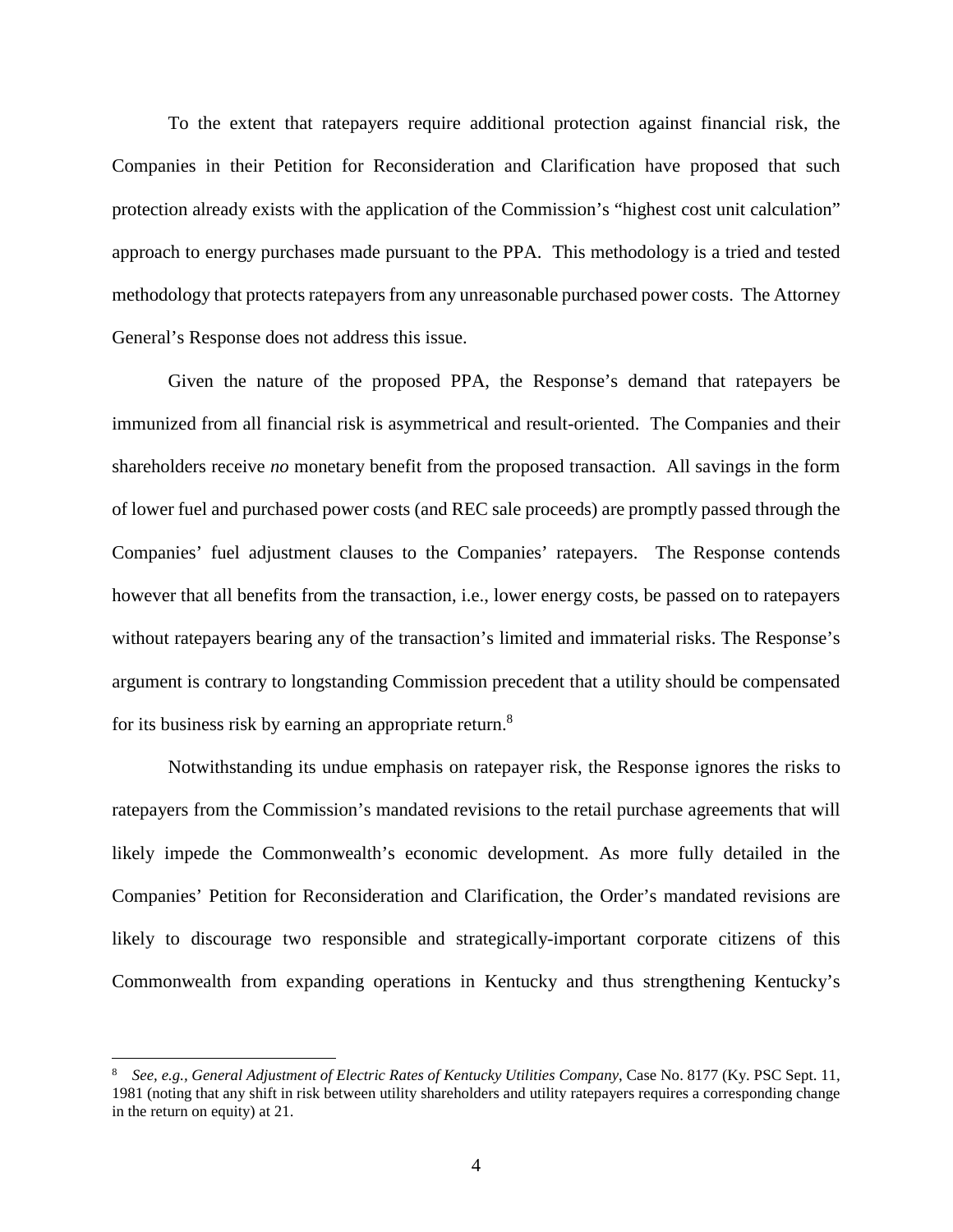To the extent that ratepayers require additional protection against financial risk, the Companies in their Petition for Reconsideration and Clarification have proposed that such protection already exists with the application of the Commission's "highest cost unit calculation" approach to energy purchases made pursuant to the PPA. This methodology is a tried and tested methodology that protects ratepayers from any unreasonable purchased power costs. The Attorney General's Response does not address this issue.

Given the nature of the proposed PPA, the Response's demand that ratepayers be immunized from all financial risk is asymmetrical and result-oriented. The Companies and their shareholders receive *no* monetary benefit from the proposed transaction. All savings in the form of lower fuel and purchased power costs (and REC sale proceeds) are promptly passed through the Companies' fuel adjustment clauses to the Companies' ratepayers. The Response contends however that all benefits from the transaction, i.e., lower energy costs, be passed on to ratepayers without ratepayers bearing any of the transaction's limited and immaterial risks. The Response's argument is contrary to longstanding Commission precedent that a utility should be compensated for its business risk by earning an appropriate return.[8]

Notwithstanding its undue emphasis on ratepayer risk, the Response ignores the risks to ratepayers from the Commission's mandated revisions to the retail purchase agreements that will likely impede the Commonwealth's economic development. As more fully detailed in the Companies' Petition for Reconsideration and Clarification, the Order's mandated revisions are likely to discourage two responsible and strategically-important corporate citizens of this Commonwealth from expanding operations in Kentucky and thus strengthening Kentucky's

---

[8] *See, e.g.*, *General Adjustment of Electric Rates of Kentucky Utilities Company*, Case No. 8177 (Ky. PSC Sept. 11, 1981 (noting that any shift in risk between utility shareholders and utility ratepayers requires a corresponding change in the return on equity) at 21.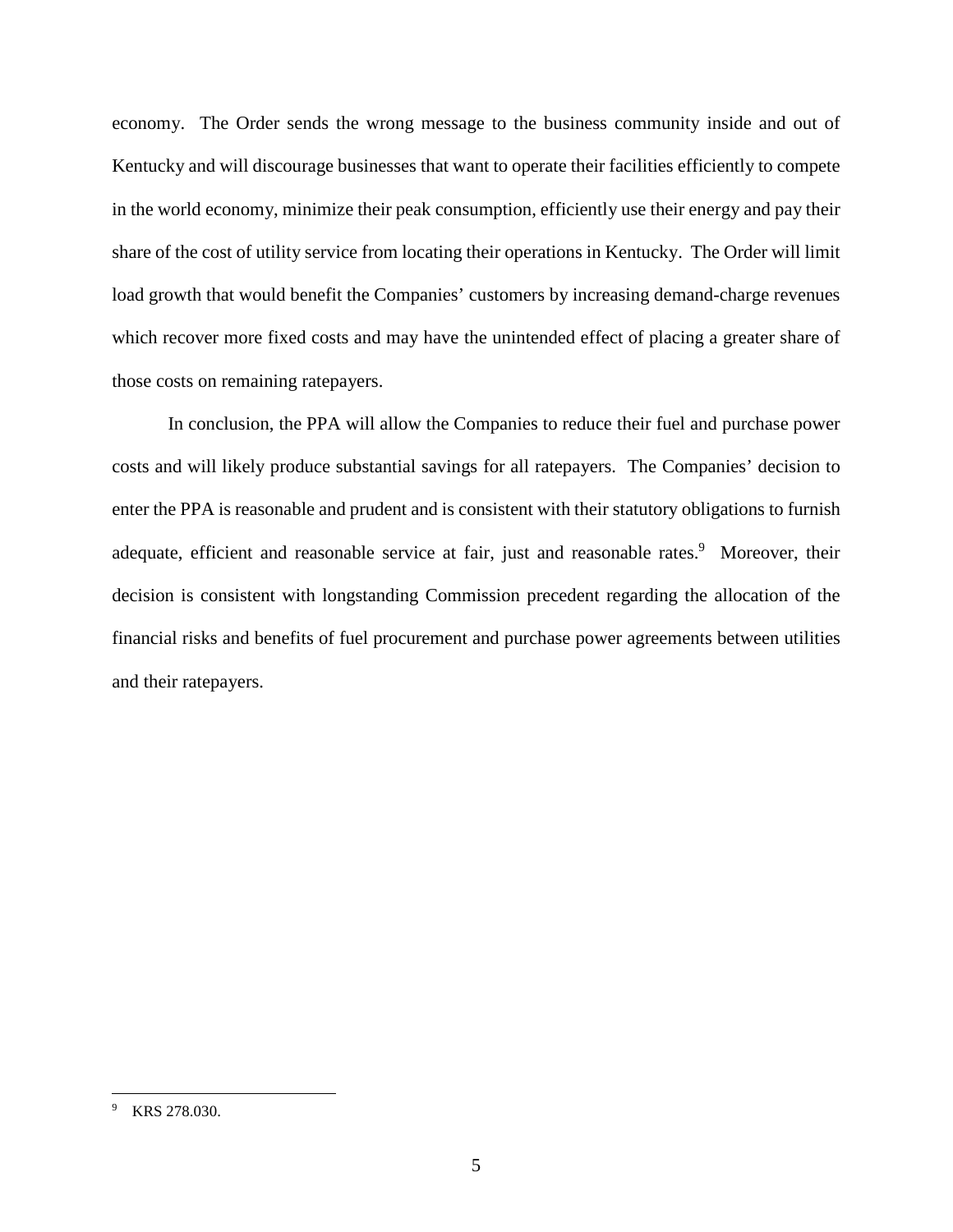economy. The Order sends the wrong message to the business community inside and out of Kentucky and will discourage businesses that want to operate their facilities efficiently to compete in the world economy, minimize their peak consumption, efficiently use their energy and pay their share of the cost of utility service from locating their operations in Kentucky. The Order will limit load growth that would benefit the Companies' customers by increasing demand-charge revenues which recover more fixed costs and may have the unintended effect of placing a greater share of those costs on remaining ratepayers.

In conclusion, the PPA will allow the Companies to reduce their fuel and purchase power costs and will likely produce substantial savings for all ratepayers. The Companies' decision to enter the PPA is reasonable and prudent and is consistent with their statutory obligations to furnish adequate, efficient and reasonable service at fair, just and reasonable rates.[9] Moreover, their decision is consistent with longstanding Commission precedent regarding the allocation of the financial risks and benefits of fuel procurement and purchase power agreements between utilities and their ratepayers.

---

[9] KRS 278.030.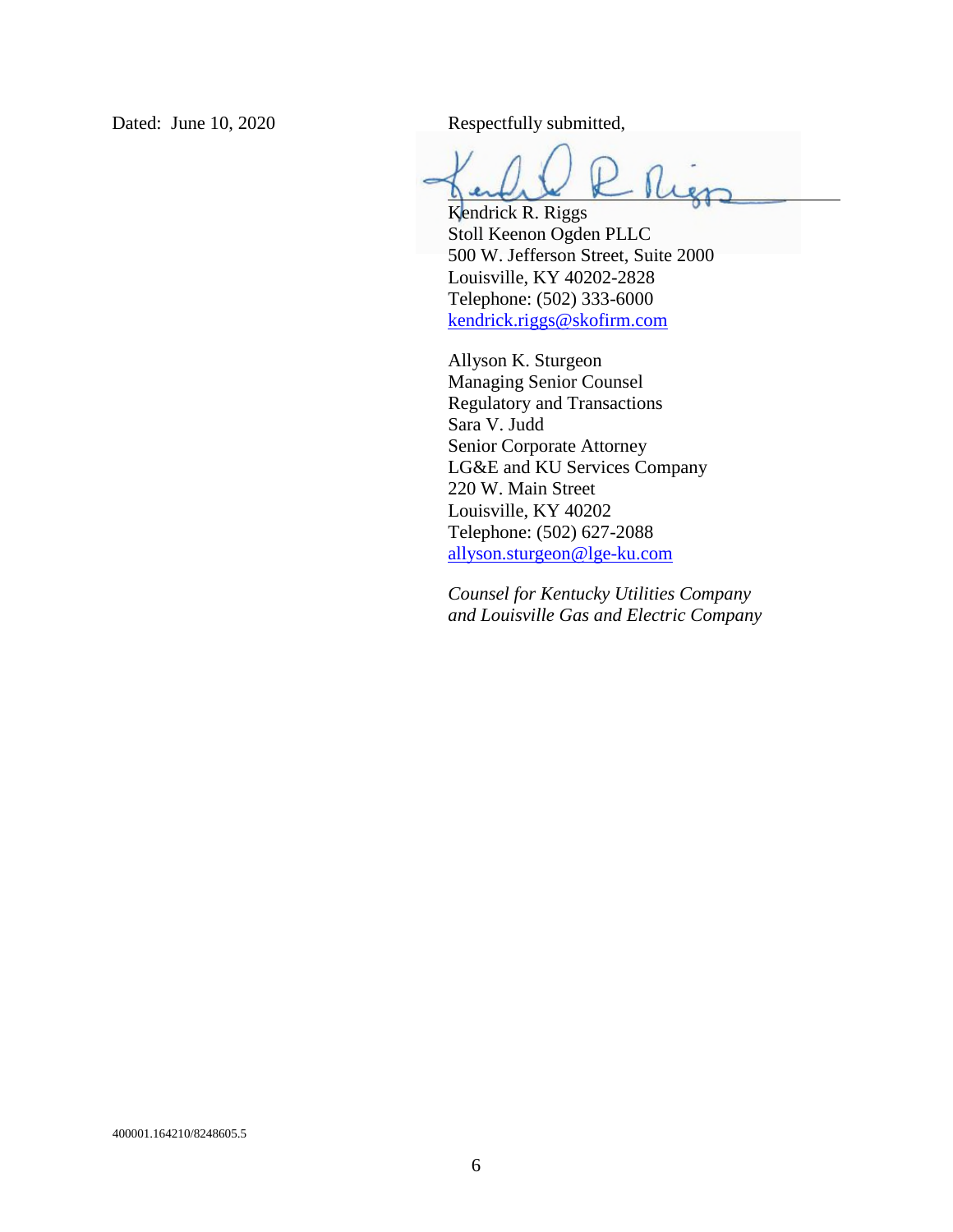Dated: June 10, 2020

Respectfully submitted,

Kendrick R. Riggs
Stoll Keenon Ogden PLLC
500 W. Jefferson Street, Suite 2000
Louisville, KY 40202-2828
Telephone: (502) 333-6000
kendrick.riggs@skofirm.com

Allyson K. Sturgeon
Managing Senior Counsel
Regulatory and Transactions
Sara V. Judd
Senior Corporate Attorney
LG&E and KU Services Company
220 W. Main Street
Louisville, KY 40202
Telephone: (502) 627-2088
allyson.sturgeon@lge-ku.com

*Counsel for Kentucky Utilities Company and Louisville Gas and Electric Company*

400001.164210/8248605.5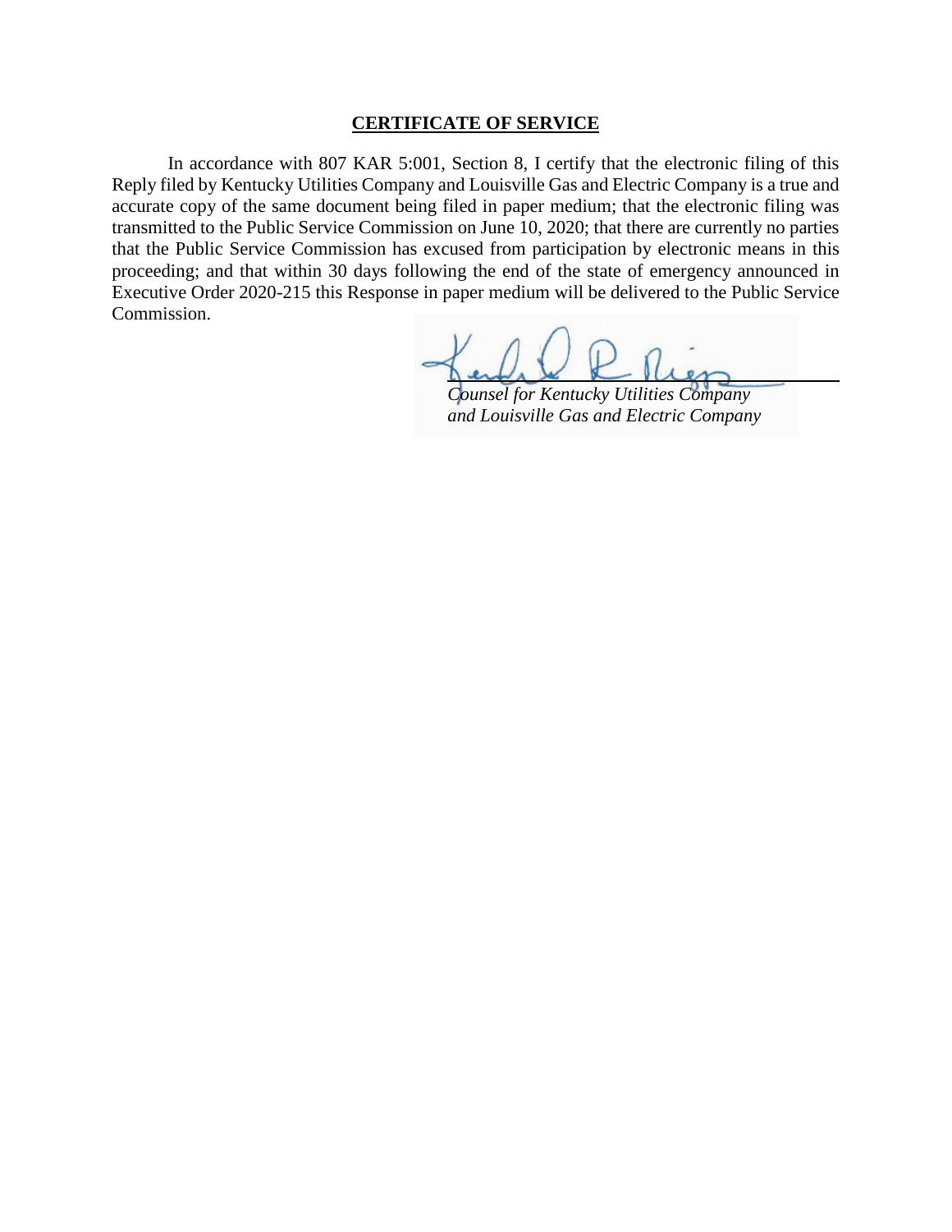**CERTIFICATE OF SERVICE**

In accordance with 807 KAR 5:001, Section 8, I certify that the electronic filing of this Reply filed by Kentucky Utilities Company and Louisville Gas and Electric Company is a true and accurate copy of the same document being filed in paper medium; that the electronic filing was transmitted to the Public Service Commission on June 10, 2020; that there are currently no parties that the Public Service Commission has excused from participation by electronic means in this proceeding; and that within 30 days following the end of the state of emergency announced in Executive Order 2020-215 this Response in paper medium will be delivered to the Public Service Commission.

*Counsel for Kentucky Utilities Company and Louisville Gas and Electric Company*